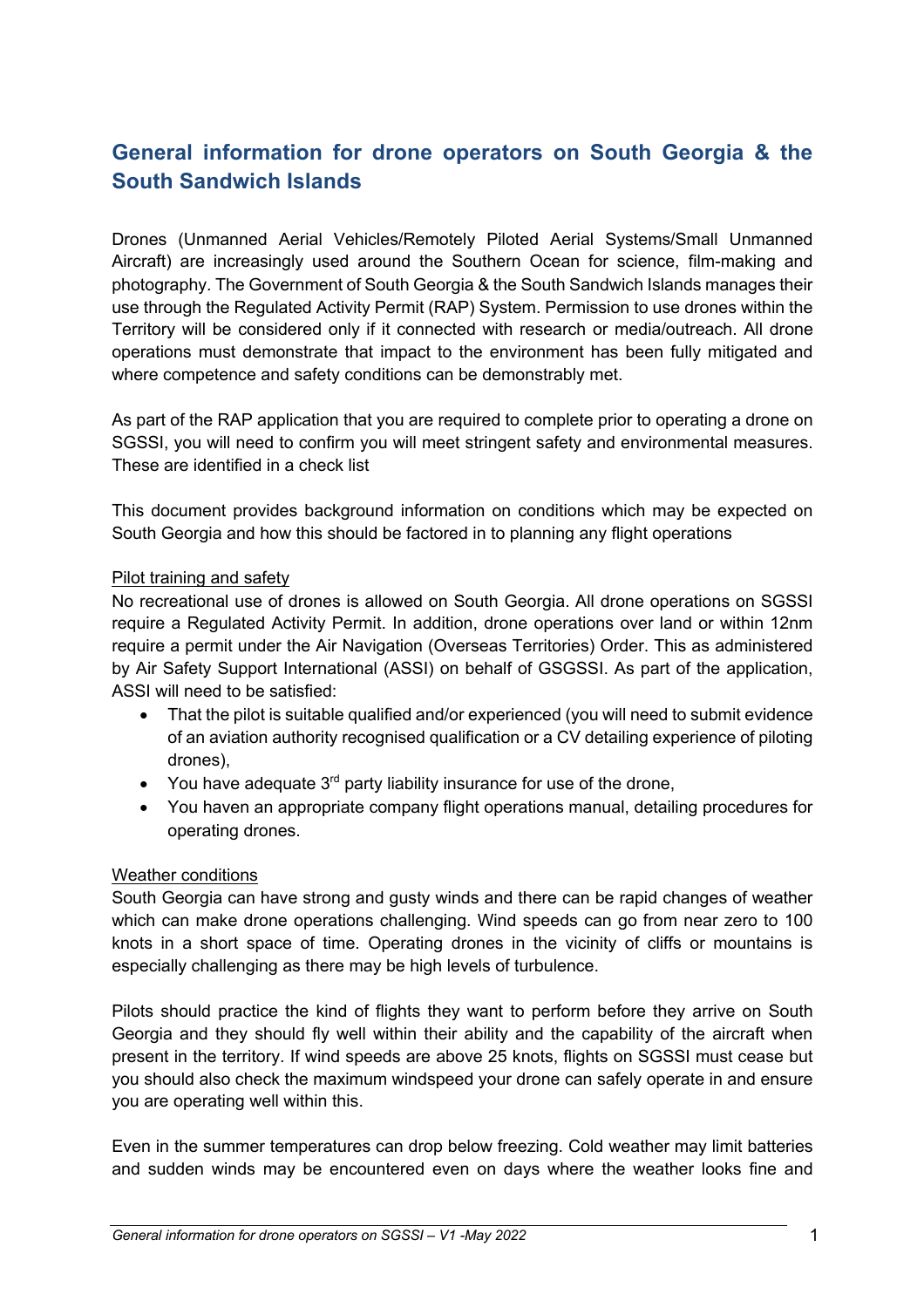# General information for drone operators on South Georgia & the South Sandwich Islands

Drones (Unmanned Aerial Vehicles/Remotely Piloted Aerial Systems/Small Unmanned Aircraft) are increasingly used around the Southern Ocean for science, film-making and photography. The Government of South Georgia & the South Sandwich Islands manages their use through the Regulated Activity Permit (RAP) System. Permission to use drones within the Territory will be considered only if it connected with research or media/outreach. All drone operations must demonstrate that impact to the environment has been fully mitigated and where competence and safety conditions can be demonstrably met.

As part of the RAP application that you are required to complete prior to operating a drone on SGSSI, you will need to confirm you will meet stringent safety and environmental measures. These are identified in a check list

This document provides background information on conditions which may be expected on South Georgia and how this should be factored in to planning any flight operations

<u>Pilot training and safety</u>

No recreational use of drones is allowed on South Georgia. All drone operations on SGSSI require a Regulated Activity Permit. In addition, drone operations over land or within 12nm require a permit under the Air Navigation (Overseas Territories) Order. This as administered by Air Safety Support International (ASSI) on behalf of GSGSSI. As part of the application, ASSI will need to be satisfied:

- That the pilot is suitable qualified and/or experienced (you will need to submit evidence of an aviation authority recognised qualification or a CV detailing experience of piloting drones),
- You have adequate 3rd party liability insurance for use of the drone,
- You haven an appropriate company flight operations manual, detailing procedures for operating drones.

<u>Weather conditions</u>

South Georgia can have strong and gusty winds and there can be rapid changes of weather which can make drone operations challenging. Wind speeds can go from near zero to 100 knots in a short space of time. Operating drones in the vicinity of cliffs or mountains is especially challenging as there may be high levels of turbulence.

Pilots should practice the kind of flights they want to perform before they arrive on South Georgia and they should fly well within their ability and the capability of the aircraft when present in the territory. If wind speeds are above 25 knots, flights on SGSSI must cease but you should also check the maximum windspeed your drone can safely operate in and ensure you are operating well within this.

Even in the summer temperatures can drop below freezing. Cold weather may limit batteries and sudden winds may be encountered even on days where the weather looks fine and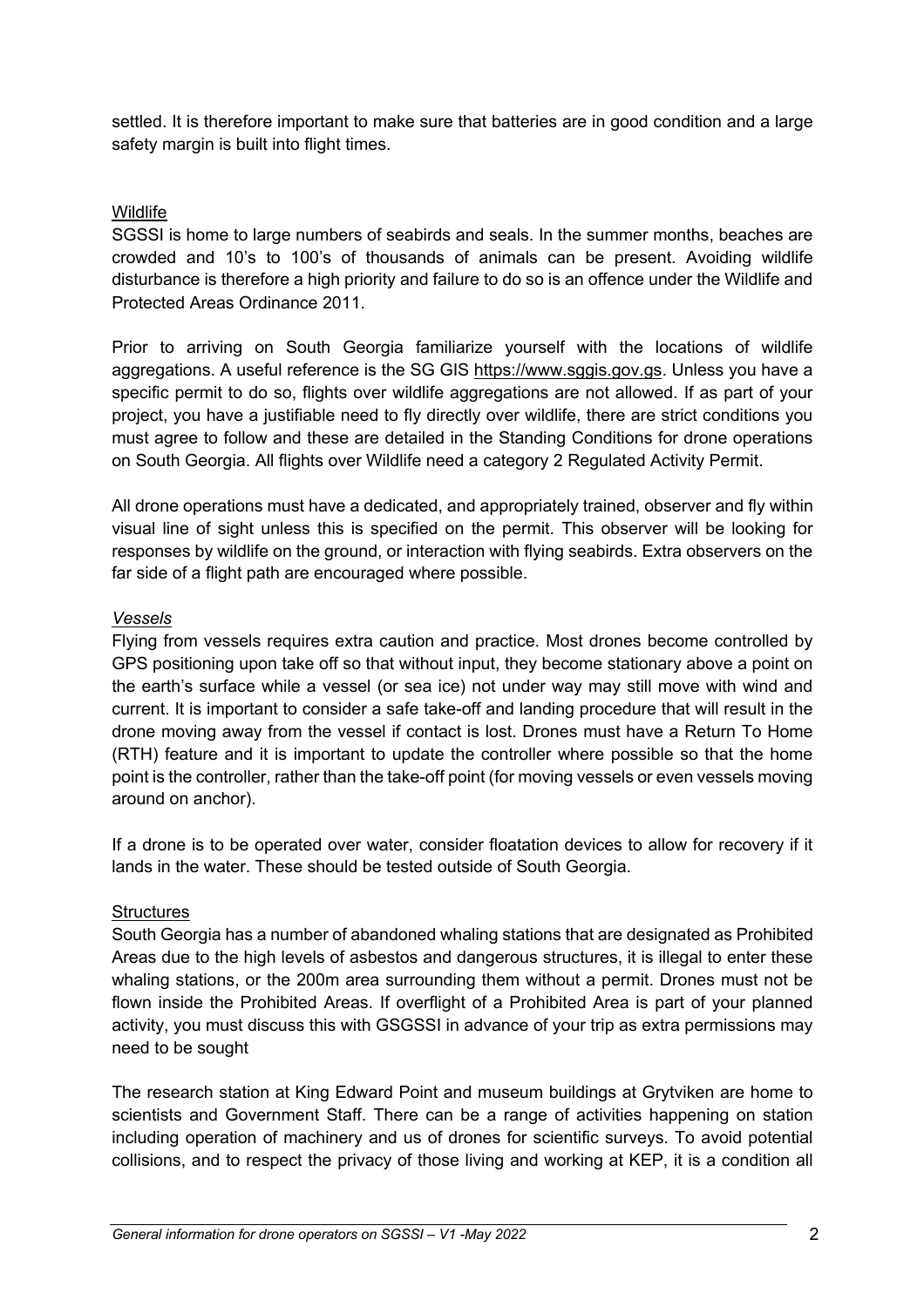settled. It is therefore important to make sure that batteries are in good condition and a large safety margin is built into flight times.

## Wildlife

SGSSI is home to large numbers of seabirds and seals. In the summer months, beaches are crowded and 10's to 100's of thousands of animals can be present. Avoiding wildlife disturbance is therefore a high priority and failure to do so is an offence under the Wildlife and Protected Areas Ordinance 2011.

Prior to arriving on South Georgia familiarize yourself with the locations of wildlife aggregations. A useful reference is the SG GIS https://www.sggis.gov.gs. Unless you have a specific permit to do so, flights over wildlife aggregations are not allowed. If as part of your project, you have a justifiable need to fly directly over wildlife, there are strict conditions you must agree to follow and these are detailed in the Standing Conditions for drone operations on South Georgia. All flights over Wildlife need a category 2 Regulated Activity Permit.

All drone operations must have a dedicated, and appropriately trained, observer and fly within visual line of sight unless this is specified on the permit. This observer will be looking for responses by wildlife on the ground, or interaction with flying seabirds. Extra observers on the far side of a flight path are encouraged where possible.

### *Vessels*

Flying from vessels requires extra caution and practice. Most drones become controlled by GPS positioning upon take off so that without input, they become stationary above a point on the earth's surface while a vessel (or sea ice) not under way may still move with wind and current. It is important to consider a safe take-off and landing procedure that will result in the drone moving away from the vessel if contact is lost. Drones must have a Return To Home (RTH) feature and it is important to update the controller where possible so that the home point is the controller, rather than the take-off point (for moving vessels or even vessels moving around on anchor).

If a drone is to be operated over water, consider floatation devices to allow for recovery if it lands in the water. These should be tested outside of South Georgia.

## Structures

South Georgia has a number of abandoned whaling stations that are designated as Prohibited Areas due to the high levels of asbestos and dangerous structures, it is illegal to enter these whaling stations, or the 200m area surrounding them without a permit. Drones must not be flown inside the Prohibited Areas. If overflight of a Prohibited Area is part of your planned activity, you must discuss this with GSGSSI in advance of your trip as extra permissions may need to be sought

The research station at King Edward Point and museum buildings at Grytviken are home to scientists and Government Staff. There can be a range of activities happening on station including operation of machinery and us of drones for scientific surveys. To avoid potential collisions, and to respect the privacy of those living and working at KEP, it is a condition all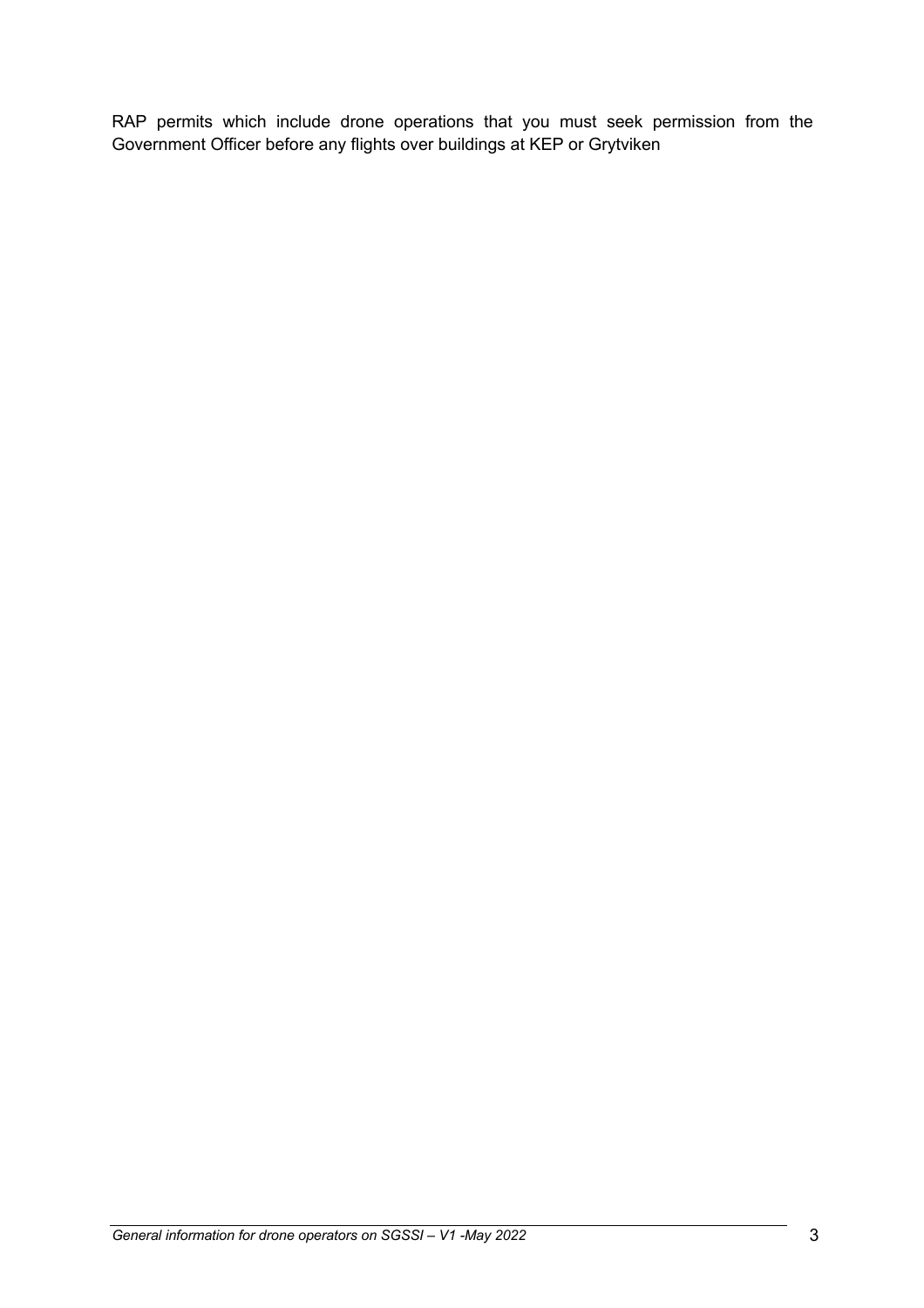RAP permits which include drone operations that you must seek permission from the Government Officer before any flights over buildings at KEP or Grytviken